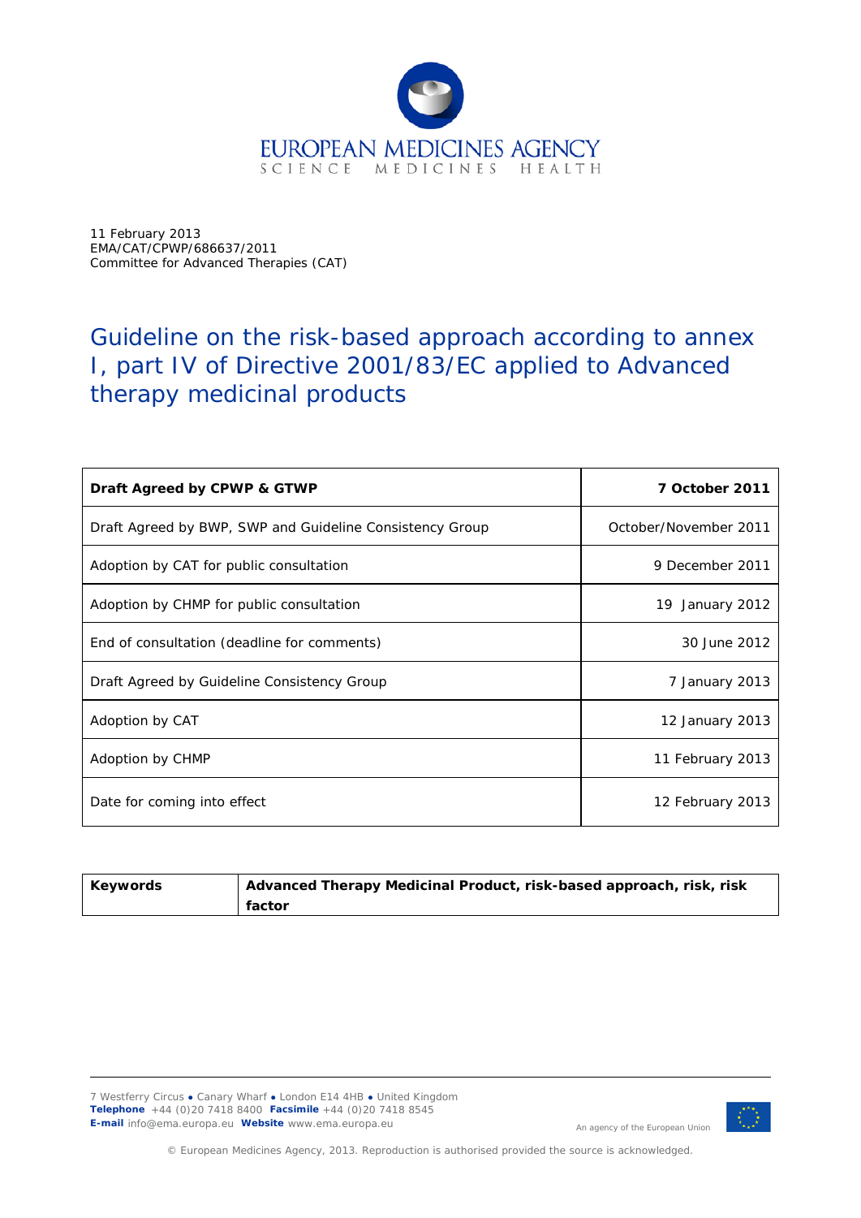EUROPEAN MEDICINES AGENCY
SCIENCE MEDICINES HEALTH

11 February 2013
EMA/CAT/CPWP/686637/2011
Committee for Advanced Therapies (CAT)

# Guideline on the risk-based approach according to annex I, part IV of Directive 2001/83/EC applied to Advanced therapy medicinal products

| **Draft Agreed by CPWP & GTWP** | **7 October 2011** |
|---|---|
| Draft Agreed by BWP, SWP and Guideline Consistency Group | October/November 2011 |
| Adoption by CAT for public consultation | 9 December 2011 |
| Adoption by CHMP for public consultation | 19 January 2012 |
| End of consultation (deadline for comments) | 30 June 2012 |
| Draft Agreed by Guideline Consistency Group | 7 January 2013 |
| Adoption by CAT | 12 January 2013 |
| Adoption by CHMP | 11 February 2013 |
| Date for coming into effect | 12 February 2013 |

| **Keywords** | **Advanced Therapy Medicinal Product, risk-based approach, risk, risk factor** |
|---|---|

7 Westferry Circus ● Canary Wharf ● London E14 4HB ● United Kingdom
**Telephone** +44 (0)20 7418 8400 **Facsimile** +44 (0)20 7418 8545
**E-mail** info@ema.europa.eu **Website** www.ema.europa.eu

An agency of the European Union

© European Medicines Agency, 2013. Reproduction is authorised provided the source is acknowledged.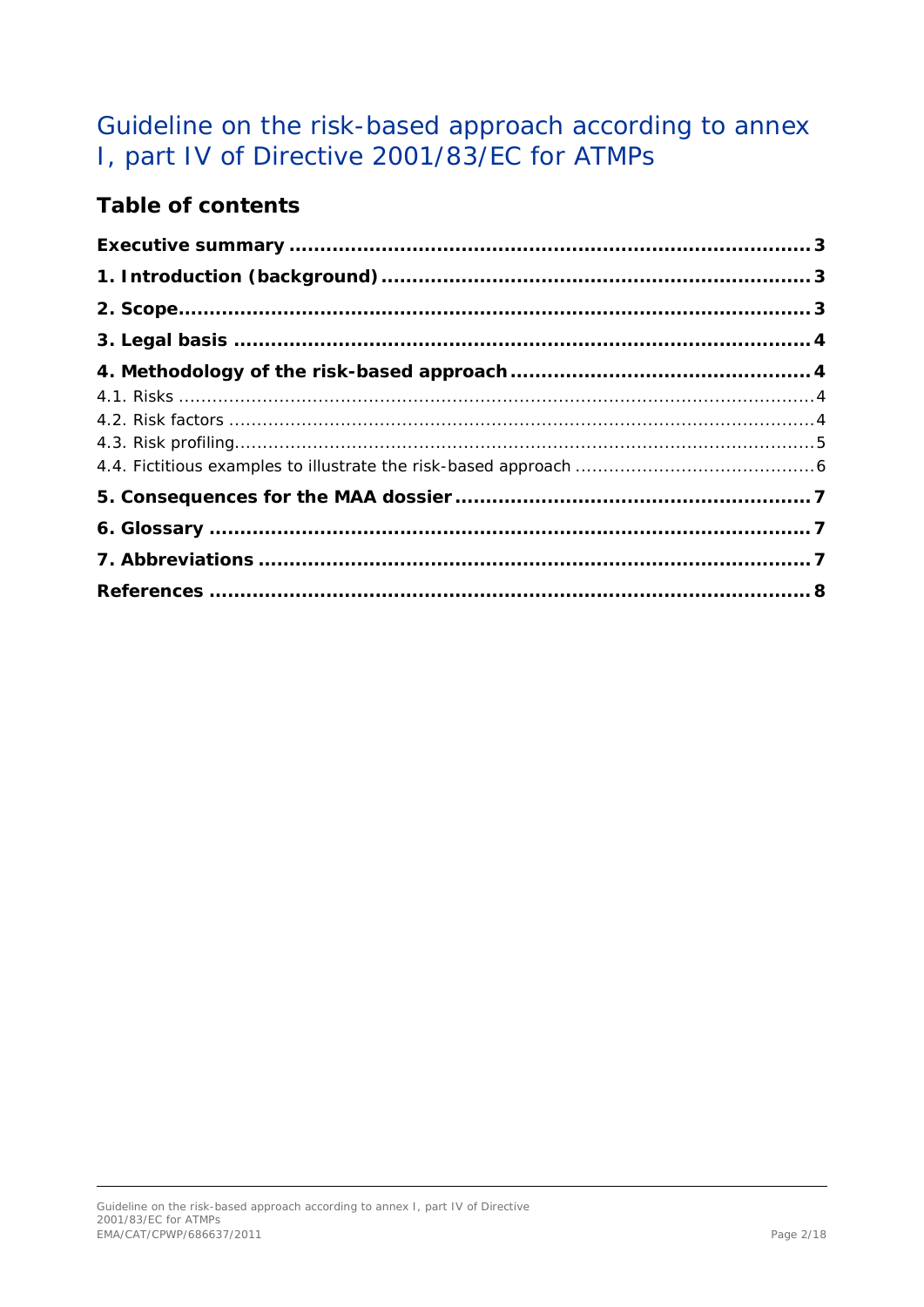# Guideline on the risk-based approach according to annex I, part IV of Directive 2001/83/EC for ATMPs

## Table of contents

**Executive summary** ..... **3**

**1. Introduction (background)** ..... **3**

**2. Scope** ..... **3**

**3. Legal basis** ..... **4**

**4. Methodology of the risk-based approach** ..... **4**

4.1. Risks ..... 4

4.2. Risk factors ..... 4

4.3. Risk profiling ..... 5

4.4. Fictitious examples to illustrate the risk-based approach ..... 6

**5. Consequences for the MAA dossier** ..... **7**

**6. Glossary** ..... **7**

**7. Abbreviations** ..... **7**

**References** ..... **8**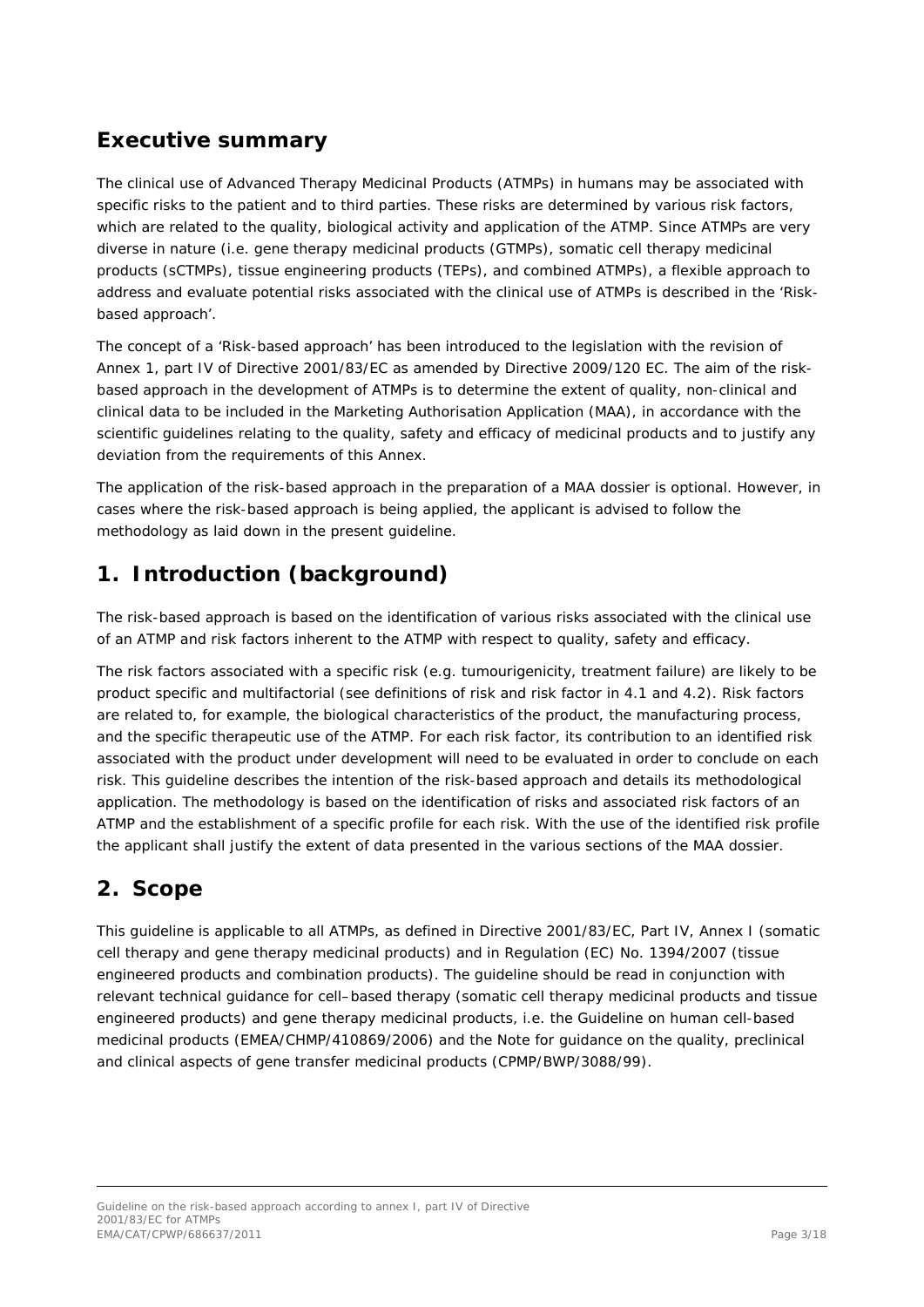## Executive summary

The clinical use of Advanced Therapy Medicinal Products (ATMPs) in humans may be associated with specific risks to the patient and to third parties. These risks are determined by various risk factors, which are related to the quality, biological activity and application of the ATMP. Since ATMPs are very diverse in nature (i.e. gene therapy medicinal products (GTMPs), somatic cell therapy medicinal products (sCTMPs), tissue engineering products (TEPs), and combined ATMPs), a flexible approach to address and evaluate potential risks associated with the clinical use of ATMPs is described in the 'Risk-based approach'.

The concept of a 'Risk-based approach' has been introduced to the legislation with the revision of Annex 1, part IV of Directive 2001/83/EC as amended by Directive 2009/120 EC. The aim of the risk-based approach in the development of ATMPs is to determine the extent of quality, non-clinical and clinical data to be included in the Marketing Authorisation Application (MAA), in accordance with the scientific guidelines relating to the quality, safety and efficacy of medicinal products and to justify any deviation from the requirements of this Annex.

The application of the risk-based approach in the preparation of a MAA dossier is optional. However, in cases where the risk-based approach is being applied, the applicant is advised to follow the methodology as laid down in the present guideline.

## 1. Introduction (background)

The risk-based approach is based on the identification of various risks associated with the clinical use of an ATMP and risk factors inherent to the ATMP with respect to quality, safety and efficacy.

The risk factors associated with a specific risk (e.g. tumourigenicity, treatment failure) are likely to be product specific and multifactorial (see definitions of risk and risk factor in 4.1 and 4.2). Risk factors are related to, for example, the biological characteristics of the product, the manufacturing process, and the specific therapeutic use of the ATMP. For each risk factor, its contribution to an identified risk associated with the product under development will need to be evaluated in order to conclude on each risk. This guideline describes the intention of the risk-based approach and details its methodological application. The methodology is based on the identification of risks and associated risk factors of an ATMP and the establishment of a specific profile for each risk. With the use of the identified risk profile the applicant shall justify the extent of data presented in the various sections of the MAA dossier.

## 2. Scope

This guideline is applicable to all ATMPs, as defined in Directive 2001/83/EC, Part IV, Annex I (somatic cell therapy and gene therapy medicinal products) and in Regulation (EC) No. 1394/2007 (tissue engineered products and combination products). The guideline should be read in conjunction with relevant technical guidance for cell–based therapy (somatic cell therapy medicinal products and tissue engineered products) and gene therapy medicinal products, i.e. the Guideline on human cell-based medicinal products (EMEA/CHMP/410869/2006) and the Note for guidance on the quality, preclinical and clinical aspects of gene transfer medicinal products (CPMP/BWP/3088/99).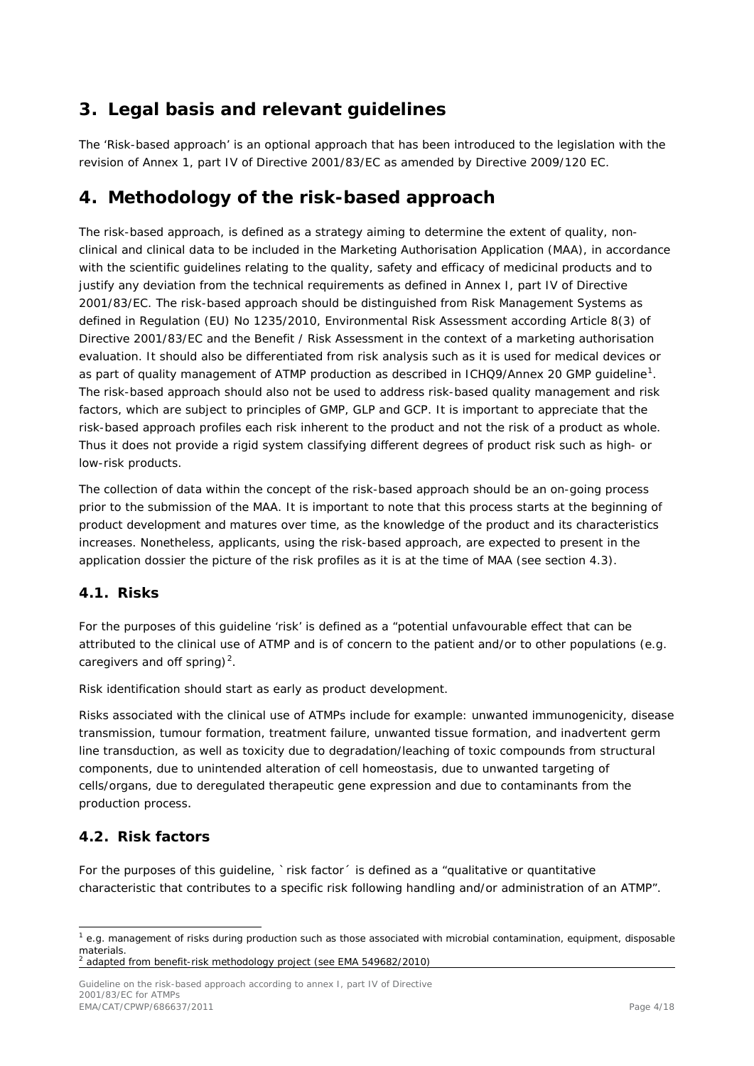# 3. Legal basis and relevant guidelines

The 'Risk-based approach' is an optional approach that has been introduced to the legislation with the revision of Annex 1, part IV of Directive 2001/83/EC as amended by Directive 2009/120 EC.

# 4. Methodology of the risk-based approach

The risk-based approach, is defined as a strategy aiming to determine the extent of quality, non-clinical and clinical data to be included in the Marketing Authorisation Application (MAA), in accordance with the scientific guidelines relating to the quality, safety and efficacy of medicinal products and to justify any deviation from the technical requirements as defined in Annex I, part IV of Directive 2001/83/EC. The risk-based approach should be distinguished from Risk Management Systems as defined in Regulation (EU) No 1235/2010, Environmental Risk Assessment according Article 8(3) of Directive 2001/83/EC and the Benefit / Risk Assessment in the context of a marketing authorisation evaluation. It should also be differentiated from risk analysis such as it is used for medical devices or as part of quality management of ATMP production as described in ICHQ9/Annex 20 GMP guideline[1]. The risk-based approach should also not be used to address risk-based quality management and risk factors, which are subject to principles of GMP, GLP and GCP. It is important to appreciate that the risk-based approach profiles each risk inherent to the product and not the risk of a product as whole. Thus it does not provide a rigid system classifying different degrees of product risk such as high- or low-risk products.

The collection of data within the concept of the risk-based approach should be an on-going process prior to the submission of the MAA. It is important to note that this process starts at the beginning of product development and matures over time, as the knowledge of the product and its characteristics increases. Nonetheless, applicants, using the risk-based approach, are expected to present in the application dossier the picture of the risk profiles as it is at the time of MAA (see section 4.3).

## 4.1. Risks

For the purposes of this guideline 'risk' is defined as a "potential unfavourable effect that can be attributed to the clinical use of ATMP and is of concern to the patient and/or to other populations (e.g. caregivers and off spring)[2].

Risk identification should start as early as product development.

Risks associated with the clinical use of ATMPs include for example: unwanted immunogenicity, disease transmission, tumour formation, treatment failure, unwanted tissue formation, and inadvertent germ line transduction, as well as toxicity due to degradation/leaching of toxic compounds from structural components, due to unintended alteration of cell homeostasis, due to unwanted targeting of cells/organs, due to deregulated therapeutic gene expression and due to contaminants from the production process.

## 4.2. Risk factors

For the purposes of this guideline, `risk factor´ is defined as a "qualitative or quantitative characteristic that contributes to a specific risk following handling and/or administration of an ATMP".

[1] e.g. management of risks during production such as those associated with microbial contamination, equipment, disposable materials.

[2] adapted from benefit-risk methodology project (see EMA 549682/2010)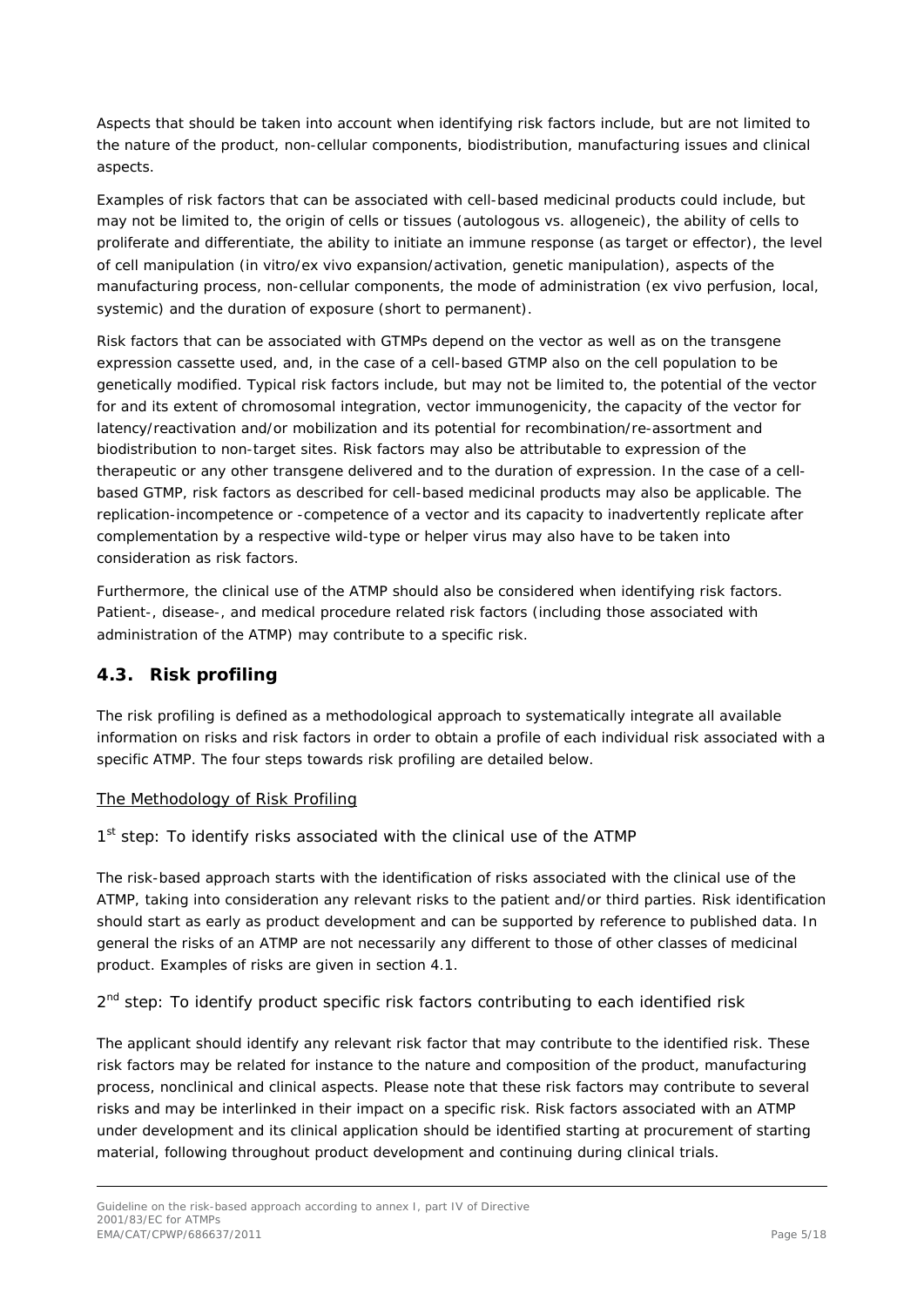Aspects that should be taken into account when identifying risk factors include, but are not limited to the nature of the product, non-cellular components, biodistribution, manufacturing issues and clinical aspects.

Examples of risk factors that can be associated with cell-based medicinal products could include, but may not be limited to, the origin of cells or tissues (autologous vs. allogeneic), the ability of cells to proliferate and differentiate, the ability to initiate an immune response (as target or effector), the level of cell manipulation (in vitro/ex vivo expansion/activation, genetic manipulation), aspects of the manufacturing process, non-cellular components, the mode of administration (ex vivo perfusion, local, systemic) and the duration of exposure (short to permanent).

Risk factors that can be associated with GTMPs depend on the vector as well as on the transgene expression cassette used, and, in the case of a cell-based GTMP also on the cell population to be genetically modified. Typical risk factors include, but may not be limited to, the potential of the vector for and its extent of chromosomal integration, vector immunogenicity, the capacity of the vector for latency/reactivation and/or mobilization and its potential for recombination/re-assortment and biodistribution to non-target sites. Risk factors may also be attributable to expression of the therapeutic or any other transgene delivered and to the duration of expression. In the case of a cell-based GTMP, risk factors as described for cell-based medicinal products may also be applicable. The replication-incompetence or -competence of a vector and its capacity to inadvertently replicate after complementation by a respective wild-type or helper virus may also have to be taken into consideration as risk factors.

Furthermore, the clinical use of the ATMP should also be considered when identifying risk factors. Patient-, disease-, and medical procedure related risk factors (including those associated with administration of the ATMP) may contribute to a specific risk.

## 4.3. Risk profiling

The risk profiling is defined as a methodological approach to systematically integrate all available information on risks and risk factors in order to obtain a profile of each individual risk associated with a specific ATMP. The four steps towards risk profiling are detailed below.

The Methodology of Risk Profiling

1st step: To identify risks associated with the clinical use of the ATMP

The risk-based approach starts with the identification of risks associated with the clinical use of the ATMP, taking into consideration any relevant risks to the patient and/or third parties. Risk identification should start as early as product development and can be supported by reference to published data. In general the risks of an ATMP are not necessarily any different to those of other classes of medicinal product. Examples of risks are given in section 4.1.

2nd step: To identify product specific risk factors contributing to each identified risk

The applicant should identify any relevant risk factor that may contribute to the identified risk. These risk factors may be related for instance to the nature and composition of the product, manufacturing process, nonclinical and clinical aspects. Please note that these risk factors may contribute to several risks and may be interlinked in their impact on a specific risk. Risk factors associated with an ATMP under development and its clinical application should be identified starting at procurement of starting material, following throughout product development and continuing during clinical trials.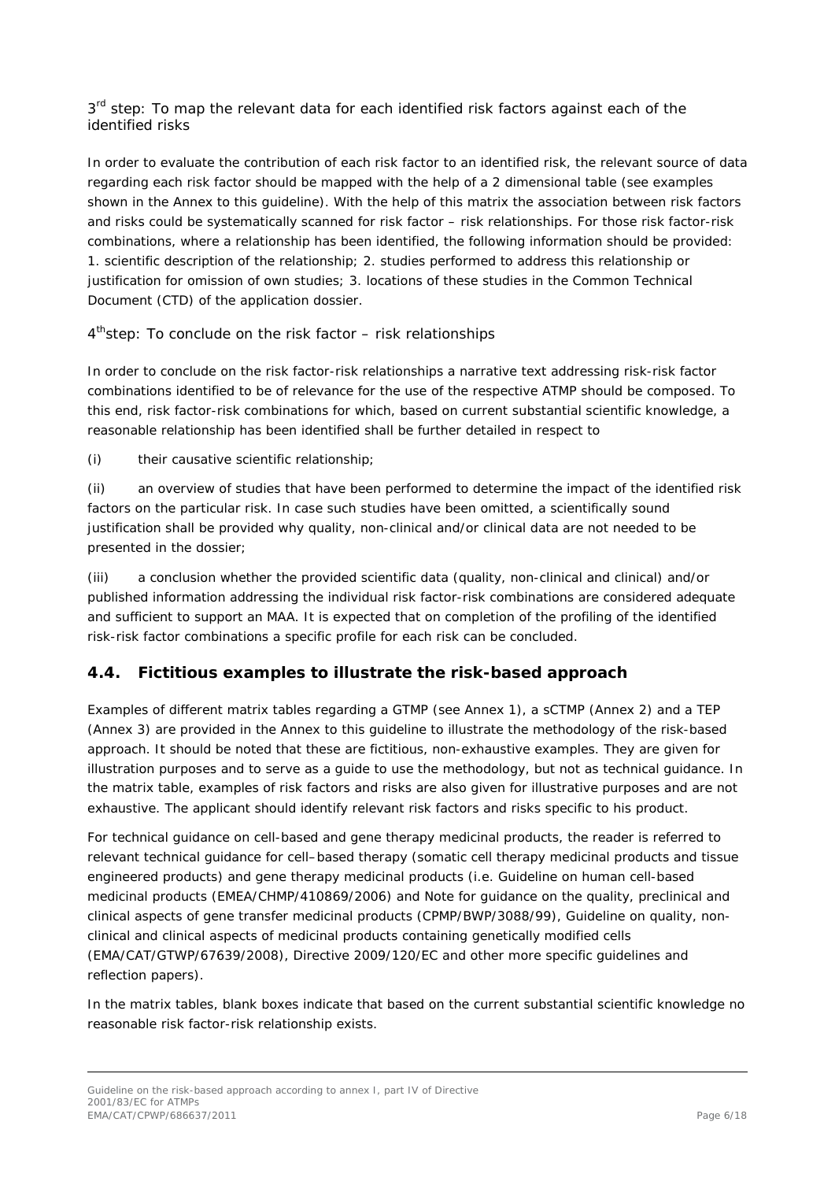3rd step: To map the relevant data for each identified risk factors against each of the identified risks

In order to evaluate the contribution of each risk factor to an identified risk, the relevant source of data regarding each risk factor should be mapped with the help of a 2 dimensional table (see examples shown in the Annex to this guideline). With the help of this matrix the association between risk factors and risks could be systematically scanned for risk factor – risk relationships. For those risk factor-risk combinations, where a relationship has been identified, the following information should be provided: 1. scientific description of the relationship; 2. studies performed to address this relationship or justification for omission of own studies; 3. locations of these studies in the Common Technical Document (CTD) of the application dossier.

4th step: To conclude on the risk factor – risk relationships

In order to conclude on the risk factor-risk relationships a narrative text addressing risk-risk factor combinations identified to be of relevance for the use of the respective ATMP should be composed. To this end, risk factor-risk combinations for which, based on current substantial scientific knowledge, a reasonable relationship has been identified shall be further detailed in respect to

(i) their causative scientific relationship;

(ii) an overview of studies that have been performed to determine the impact of the identified risk factors on the particular risk. In case such studies have been omitted, a scientifically sound justification shall be provided why quality, non-clinical and/or clinical data are not needed to be presented in the dossier;

(iii) a conclusion whether the provided scientific data (quality, non-clinical and clinical) and/or published information addressing the individual risk factor-risk combinations are considered adequate and sufficient to support an MAA. It is expected that on completion of the profiling of the identified risk-risk factor combinations a specific profile for each risk can be concluded.

## 4.4. Fictitious examples to illustrate the risk-based approach

Examples of different matrix tables regarding a GTMP (see Annex 1), a sCTMP (Annex 2) and a TEP (Annex 3) are provided in the Annex to this guideline to illustrate the methodology of the risk-based approach. It should be noted that these are fictitious, non-exhaustive examples. They are given for illustration purposes and to serve as a guide to use the methodology, but not as technical guidance. In the matrix table, examples of risk factors and risks are also given for illustrative purposes and are not exhaustive. The applicant should identify relevant risk factors and risks specific to his product.

For technical guidance on cell-based and gene therapy medicinal products, the reader is referred to relevant technical guidance for cell–based therapy (somatic cell therapy medicinal products and tissue engineered products) and gene therapy medicinal products (i.e. Guideline on human cell-based medicinal products (EMEA/CHMP/410869/2006) and Note for guidance on the quality, preclinical and clinical aspects of gene transfer medicinal products (CPMP/BWP/3088/99), Guideline on quality, non-clinical and clinical aspects of medicinal products containing genetically modified cells (EMA/CAT/GTWP/67639/2008), Directive 2009/120/EC and other more specific guidelines and reflection papers).

In the matrix tables, blank boxes indicate that based on the current substantial scientific knowledge no reasonable risk factor-risk relationship exists.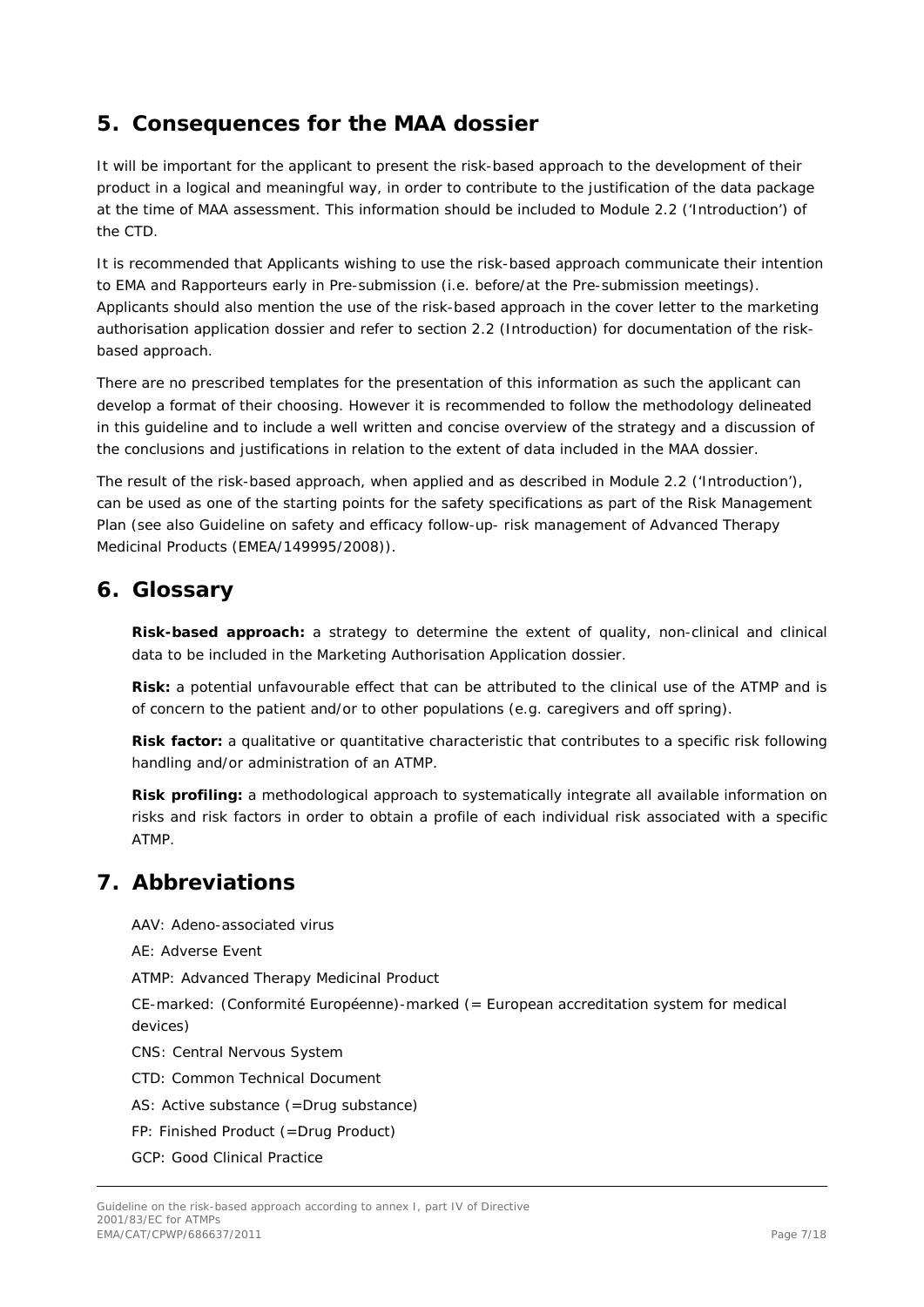## 5. Consequences for the MAA dossier

It will be important for the applicant to present the risk-based approach to the development of their product in a logical and meaningful way, in order to contribute to the justification of the data package at the time of MAA assessment. This information should be included to Module 2.2 ('Introduction') of the CTD.

It is recommended that Applicants wishing to use the risk-based approach communicate their intention to EMA and Rapporteurs early in Pre-submission (i.e. before/at the Pre-submission meetings). Applicants should also mention the use of the risk-based approach in the cover letter to the marketing authorisation application dossier and refer to section 2.2 (Introduction) for documentation of the risk-based approach.

There are no prescribed templates for the presentation of this information as such the applicant can develop a format of their choosing. However it is recommended to follow the methodology delineated in this guideline and to include a well written and concise overview of the strategy and a discussion of the conclusions and justifications in relation to the extent of data included in the MAA dossier.

The result of the risk-based approach, when applied and as described in Module 2.2 ('Introduction'), can be used as one of the starting points for the safety specifications as part of the Risk Management Plan (see also Guideline on safety and efficacy follow-up- risk management of Advanced Therapy Medicinal Products (EMEA/149995/2008)).

## 6. Glossary

**Risk-based approach:** a strategy to determine the extent of quality, non-clinical and clinical data to be included in the Marketing Authorisation Application dossier.

**Risk:** a potential unfavourable effect that can be attributed to the clinical use of the ATMP and is of concern to the patient and/or to other populations (e.g. caregivers and off spring).

**Risk factor:** a qualitative or quantitative characteristic that contributes to a specific risk following handling and/or administration of an ATMP.

**Risk profiling:** a methodological approach to systematically integrate all available information on risks and risk factors in order to obtain a profile of each individual risk associated with a specific ATMP.

## 7. Abbreviations

AAV: Adeno-associated virus

AE: Adverse Event

ATMP: Advanced Therapy Medicinal Product

CE-marked: (Conformité Européenne)-marked (= European accreditation system for medical devices)

CNS: Central Nervous System

CTD: Common Technical Document

AS: Active substance (=Drug substance)

FP: Finished Product (=Drug Product)

GCP: Good Clinical Practice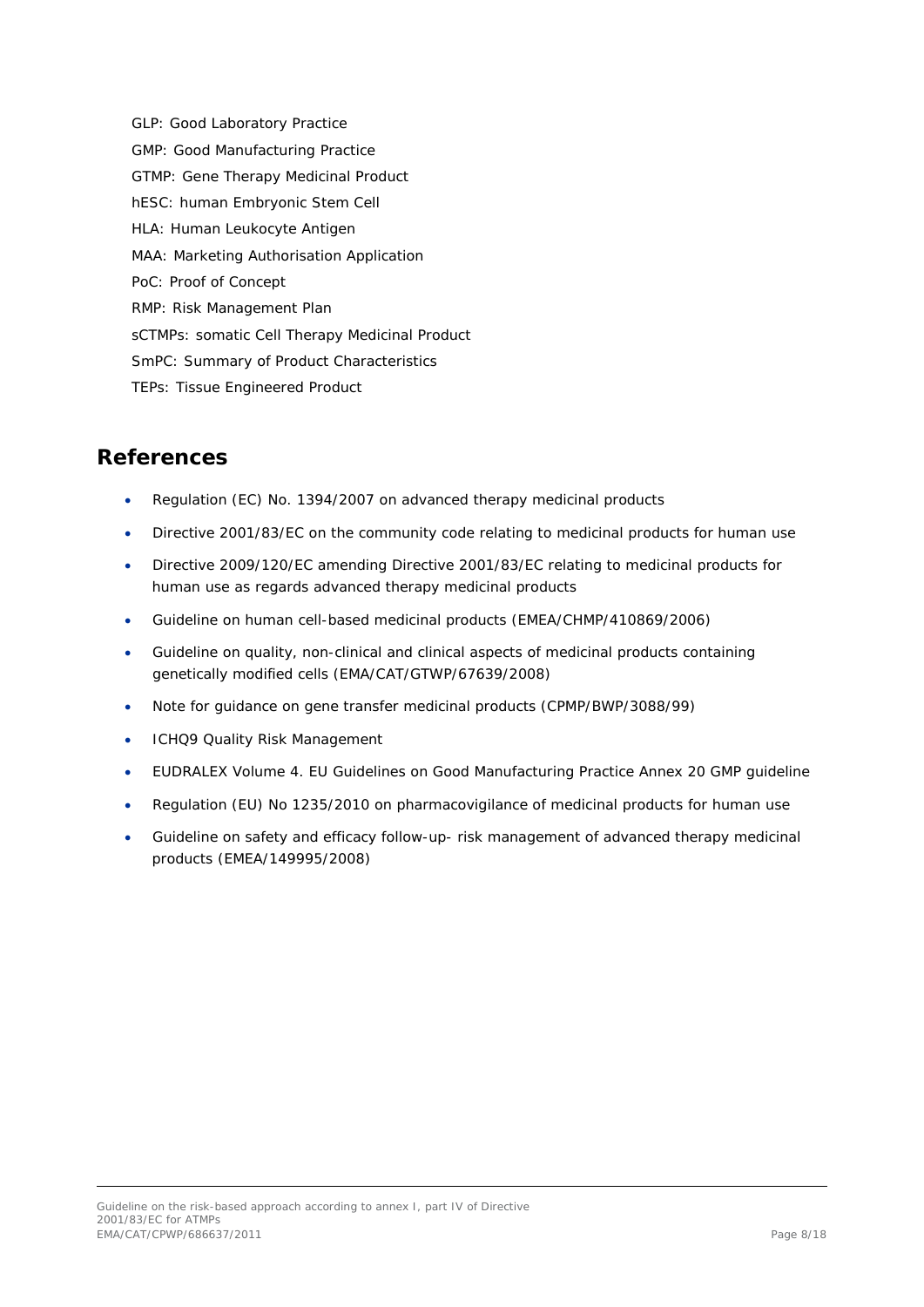GLP: Good Laboratory Practice

GMP: Good Manufacturing Practice

GTMP: Gene Therapy Medicinal Product

hESC: human Embryonic Stem Cell

HLA: Human Leukocyte Antigen

MAA: Marketing Authorisation Application

PoC: Proof of Concept

RMP: Risk Management Plan

sCTMPs: somatic Cell Therapy Medicinal Product

SmPC: Summary of Product Characteristics

TEPs: Tissue Engineered Product

## References

- Regulation (EC) No. 1394/2007 on advanced therapy medicinal products
- Directive 2001/83/EC on the community code relating to medicinal products for human use
- Directive 2009/120/EC amending Directive 2001/83/EC relating to medicinal products for human use as regards advanced therapy medicinal products
- Guideline on human cell-based medicinal products (EMEA/CHMP/410869/2006)
- Guideline on quality, non-clinical and clinical aspects of medicinal products containing genetically modified cells (EMA/CAT/GTWP/67639/2008)
- Note for guidance on gene transfer medicinal products (CPMP/BWP/3088/99)
- ICHQ9 Quality Risk Management
- EUDRALEX Volume 4. EU Guidelines on Good Manufacturing Practice Annex 20 GMP guideline
- Regulation (EU) No 1235/2010 on pharmacovigilance of medicinal products for human use
- Guideline on safety and efficacy follow-up- risk management of advanced therapy medicinal products (EMEA/149995/2008)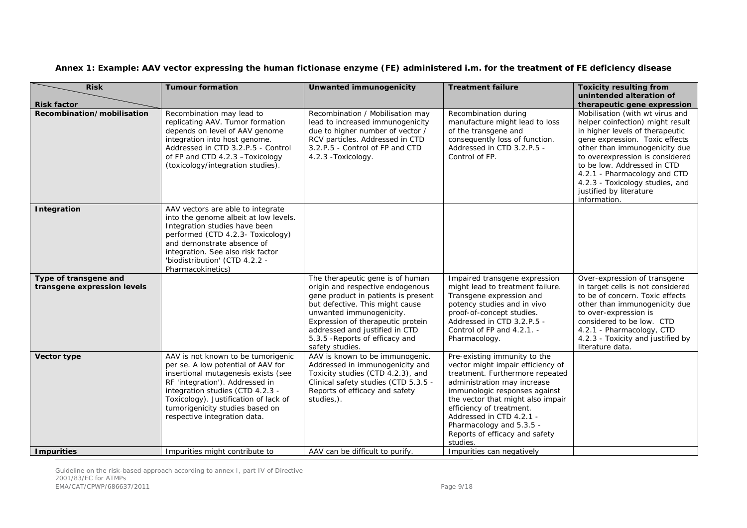**Annex 1: Example: AAV vector expressing the human fictionase enzyme (FE) administered i.m. for the treatment of FE deficiency disease**

| Risk / Risk factor | Tumour formation | Unwanted immunogenicity | Treatment failure | Toxicity resulting from unintended alteration of therapeutic gene expression |
|---|---|---|---|---|
| **Recombination/mobilisation** | Recombination may lead to replicating AAV. Tumor formation depends on level of AAV genome integration into host genome. Addressed in CTD 3.2.P.5 - Control of FP and CTD 4.2.3 –Toxicology (toxicology/integration studies). | Recombination / Mobilisation may lead to increased immunogenicity due to higher number of vector / RCV particles. Addressed in CTD 3.2.P.5 - Control of FP and CTD 4.2.3 -Toxicology. | Recombination during manufacture might lead to loss of the transgene and consequently loss of function. Addressed in CTD 3.2.P.5 - Control of FP. | Mobilisation (with wt virus and helper coinfection) might result in higher levels of therapeutic gene expression. Toxic effects other than immunogenicity due to overexpression is considered to be low. Addressed in CTD 4.2.1 - Pharmacology and CTD 4.2.3 - Toxicology studies, and justified by literature information. |
| **Integration** | AAV vectors are able to integrate into the genome albeit at low levels. Integration studies have been performed (CTD 4.2.3- Toxicology) and demonstrate absence of integration. See also risk factor 'biodistribution' (CTD 4.2.2 - Pharmacokinetics) | | | |
| **Type of transgene and transgene expression levels** | | The therapeutic gene is of human origin and respective endogenous gene product in patients is present but defective. This might cause unwanted immunogenicity. Expression of therapeutic protein addressed and justified in CTD 5.3.5 -Reports of efficacy and safety studies. | Impaired transgene expression might lead to treatment failure. Transgene expression and potency studies and in vivo proof-of-concept studies. Addressed in CTD 3.2.P.5 - Control of FP and 4.2.1. - Pharmacology. | Over-expression of transgene in target cells is not considered to be of concern. Toxic effects other than immunogenicity due to over-expression is considered to be low. CTD 4.2.1 - Pharmacology, CTD 4.2.3 - Toxicity and justified by literature data. |
| **Vector type** | AAV is not known to be tumorigenic per se. A low potential of AAV for insertional mutagenesis exists (see RF 'integration'). Addressed in integration studies (CTD 4.2.3 - Toxicology). Justification of lack of tumorigenicity studies based on respective integration data. | AAV is known to be immunogenic. Addressed in immunogenicity and Toxicity studies (CTD 4.2.3), and Clinical safety studies (CTD 5.3.5 - Reports of efficacy and safety studies,). | Pre-existing immunity to the vector might impair efficiency of treatment. Furthermore repeated administration may increase immunologic responses against the vector that might also impair efficiency of treatment. Addressed in CTD 4.2.1 - Pharmacology and 5.3.5 - Reports of efficacy and safety studies. | |
| **Impurities** | Impurities might contribute to | AAV can be difficult to purify. | Impurities can negatively | |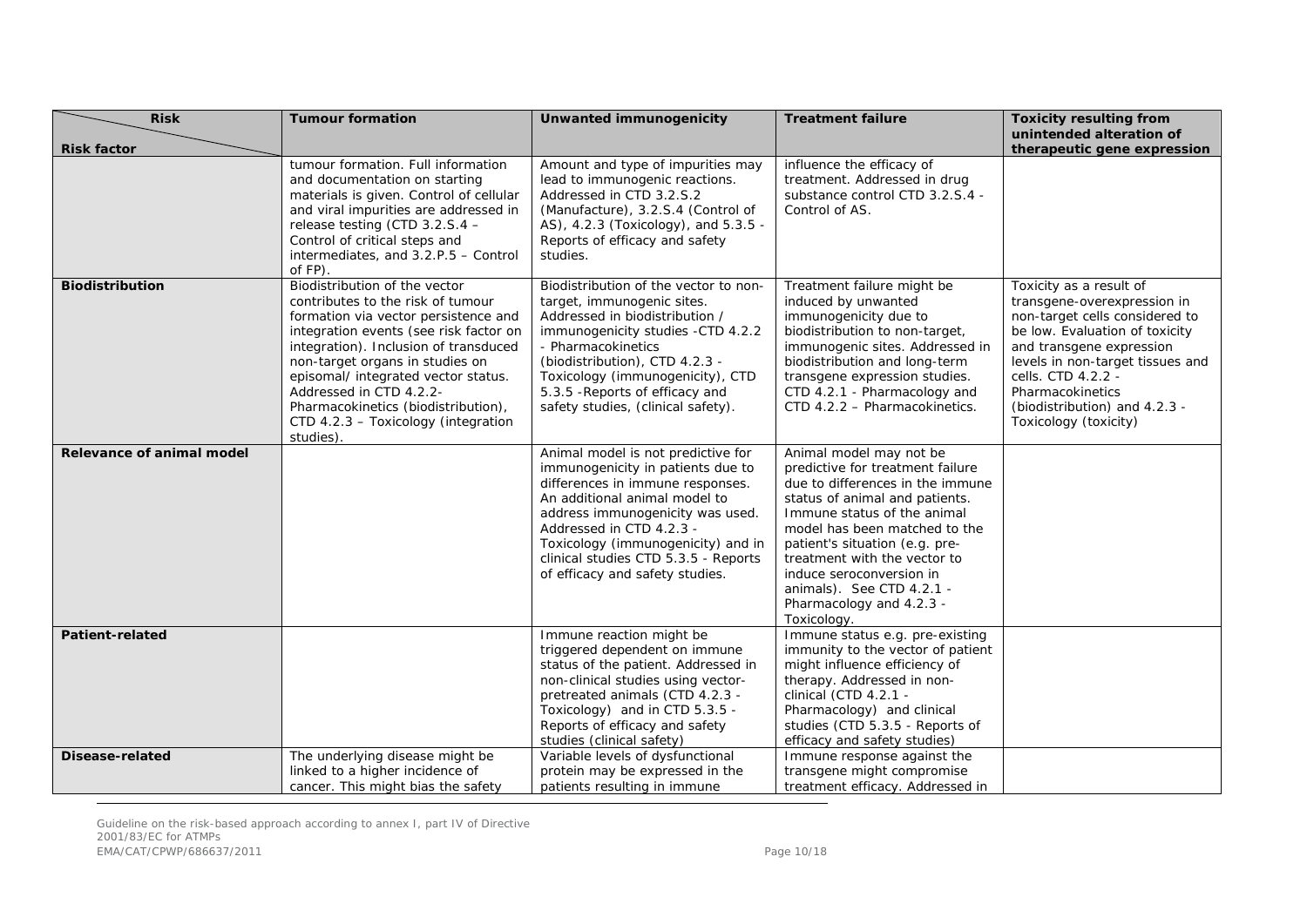| Risk / Risk factor | Tumour formation | Unwanted immunogenicity | Treatment failure | Toxicity resulting from unintended alteration of therapeutic gene expression |
|---|---|---|---|---|
| | tumour formation. Full information and documentation on starting materials is given. Control of cellular and viral impurities are addressed in release testing (CTD 3.2.S.4 – Control of critical steps and intermediates, and 3.2.P.5 – Control of FP). | Amount and type of impurities may lead to immunogenic reactions. Addressed in CTD 3.2.S.2 (Manufacture), 3.2.S.4 (Control of AS), 4.2.3 (Toxicology), and 5.3.5 - Reports of efficacy and safety studies. | influence the efficacy of treatment. Addressed in drug substance control CTD 3.2.S.4 - Control of AS. | |
| **Biodistribution** | Biodistribution of the vector contributes to the risk of tumour formation via vector persistence and integration events (see risk factor on integration). Inclusion of transduced non-target organs in studies on episomal/ integrated vector status. Addressed in CTD 4.2.2- Pharmacokinetics (biodistribution), CTD 4.2.3 – Toxicology (integration studies). | Biodistribution of the vector to non-target, immunogenic sites. Addressed in biodistribution / immunogenicity studies -CTD 4.2.2 - Pharmacokinetics (biodistribution), CTD 4.2.3 - Toxicology (immunogenicity), CTD 5.3.5 -Reports of efficacy and safety studies, (clinical safety). | Treatment failure might be induced by unwanted immunogenicity due to biodistribution to non-target, immunogenic sites. Addressed in biodistribution and long-term transgene expression studies. CTD 4.2.1 - Pharmacology and CTD 4.2.2 – Pharmacokinetics. | Toxicity as a result of transgene-overexpression in non-target cells considered to be low. Evaluation of toxicity and transgene expression levels in non-target tissues and cells. CTD 4.2.2 - Pharmacokinetics (biodistribution) and 4.2.3 - Toxicology (toxicity) |
| **Relevance of animal model** | | Animal model is not predictive for immunogenicity in patients due to differences in immune responses. An additional animal model to address immunogenicity was used. Addressed in CTD 4.2.3 - Toxicology (immunogenicity) and in clinical studies CTD 5.3.5 - Reports of efficacy and safety studies. | Animal model may not be predictive for treatment failure due to differences in the immune status of animal and patients. Immune status of the animal model has been matched to the patient's situation (e.g. pre-treatment with the vector to induce seroconversion in animals). See CTD 4.2.1 - Pharmacology and 4.2.3 - Toxicology. | |
| **Patient-related** | | Immune reaction might be triggered dependent on immune status of the patient. Addressed in non-clinical studies using vector-pretreated animals (CTD 4.2.3 - Toxicology) and in CTD 5.3.5 - Reports of efficacy and safety studies (clinical safety) | Immune status e.g. pre-existing immunity to the vector of patient might influence efficiency of therapy. Addressed in non-clinical (CTD 4.2.1 - Pharmacology) and clinical studies (CTD 5.3.5 - Reports of efficacy and safety studies) | |
| **Disease-related** | The underlying disease might be linked to a higher incidence of cancer. This might bias the safety | Variable levels of dysfunctional protein may be expressed in the patients resulting in immune | Immune response against the transgene might compromise treatment efficacy. Addressed in | |

Guideline on the risk-based approach according to annex I, part IV of Directive 2001/83/EC for ATMPs
EMA/CAT/CPWP/686637/2011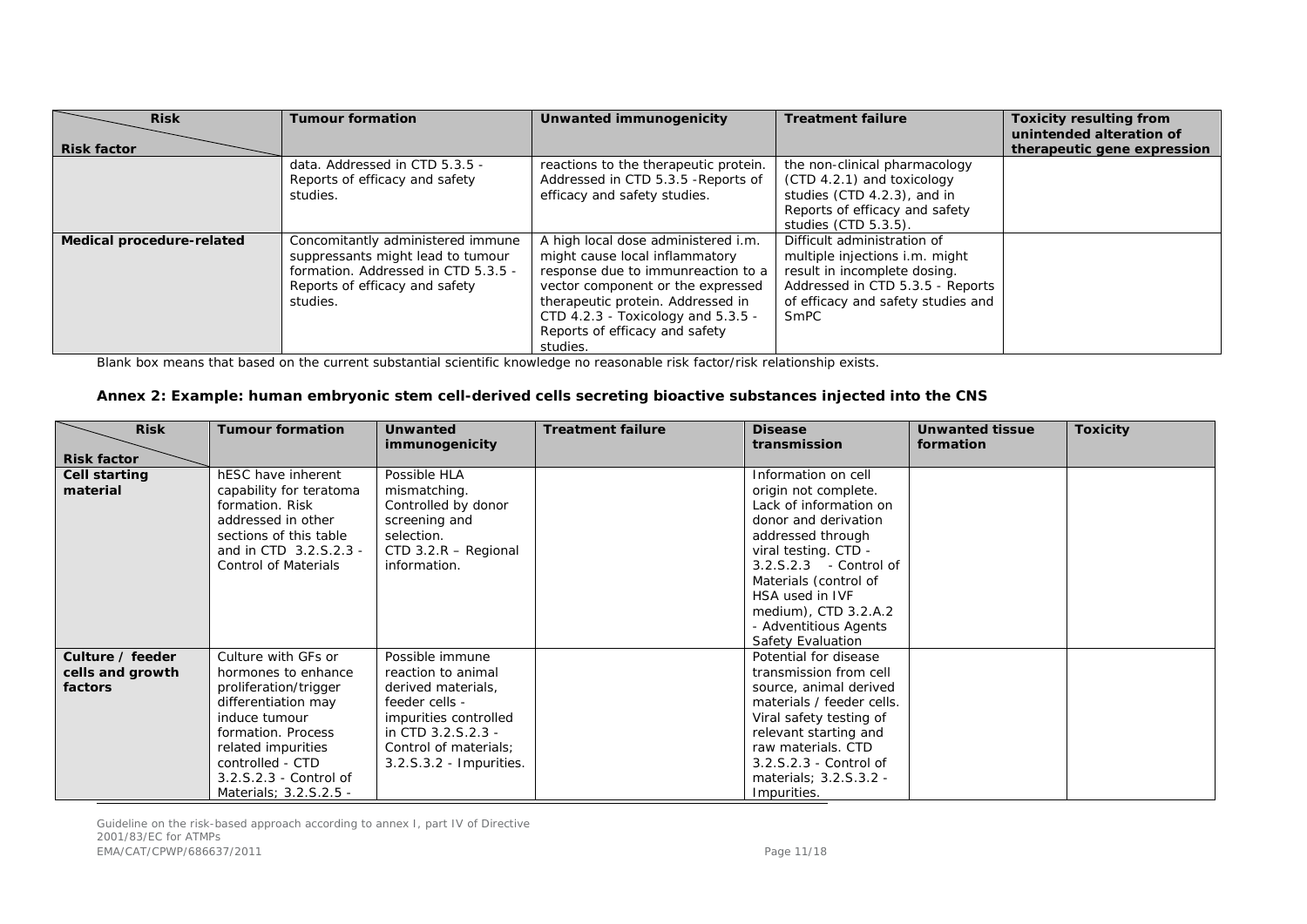| Risk / Risk factor | Tumour formation | Unwanted immunogenicity | Treatment failure | Toxicity resulting from unintended alteration of therapeutic gene expression |
|---|---|---|---|---|
| | data. Addressed in CTD 5.3.5 - Reports of efficacy and safety studies. | reactions to the therapeutic protein. Addressed in CTD 5.3.5 -Reports of efficacy and safety studies. | the non-clinical pharmacology (CTD 4.2.1) and toxicology studies (CTD 4.2.3), and in Reports of efficacy and safety studies (CTD 5.3.5). | |
| **Medical procedure-related** | Concomitantly administered immune suppressants might lead to tumour formation. Addressed in CTD 5.3.5 - Reports of efficacy and safety studies. | A high local dose administered i.m. might cause local inflammatory response due to immunreaction to a vector component or the expressed therapeutic protein. Addressed in CTD 4.2.3 - Toxicology and 5.3.5 - Reports of efficacy and safety studies. | Difficult administration of multiple injections i.m. might result in incomplete dosing. Addressed in CTD 5.3.5 - Reports of efficacy and safety studies and SmPC | |

Blank box means that based on the current substantial scientific knowledge no reasonable risk factor/risk relationship exists.

### Annex 2: Example: human embryonic stem cell-derived cells secreting bioactive substances injected into the CNS

| Risk / Risk factor | Tumour formation | Unwanted immunogenicity | Treatment failure | Disease transmission | Unwanted tissue formation | Toxicity |
|---|---|---|---|---|---|---|
| **Cell starting material** | hESC have inherent capability for teratoma formation. Risk addressed in other sections of this table and in CTD 3.2.S.2.3 - Control of Materials | Possible HLA mismatching. Controlled by donor screening and selection. CTD 3.2.R – Regional information. | | Information on cell origin not complete. Lack of information on donor and derivation addressed through viral testing. CTD - 3.2.S.2.3 - Control of Materials (control of HSA used in IVF medium), CTD 3.2.A.2 - Adventitious Agents Safety Evaluation | | |
| **Culture / feeder cells and growth factors** | Culture with GFs or hormones to enhance proliferation/trigger differentiation may induce tumour formation. Process related impurities controlled - CTD 3.2.S.2.3 - Control of Materials; 3.2.S.2.5 - | Possible immune reaction to animal derived materials, feeder cells - impurities controlled in CTD 3.2.S.2.3 - Control of materials; 3.2.S.3.2 - Impurities. | | Potential for disease transmission from cell source, animal derived materials / feeder cells. Viral safety testing of relevant starting and raw materials. CTD 3.2.S.2.3 - Control of materials; 3.2.S.3.2 - Impurities. | | |

Guideline on the risk-based approach according to annex I, part IV of Directive 2001/83/EC for ATMPs
EMA/CAT/CPWP/686637/2011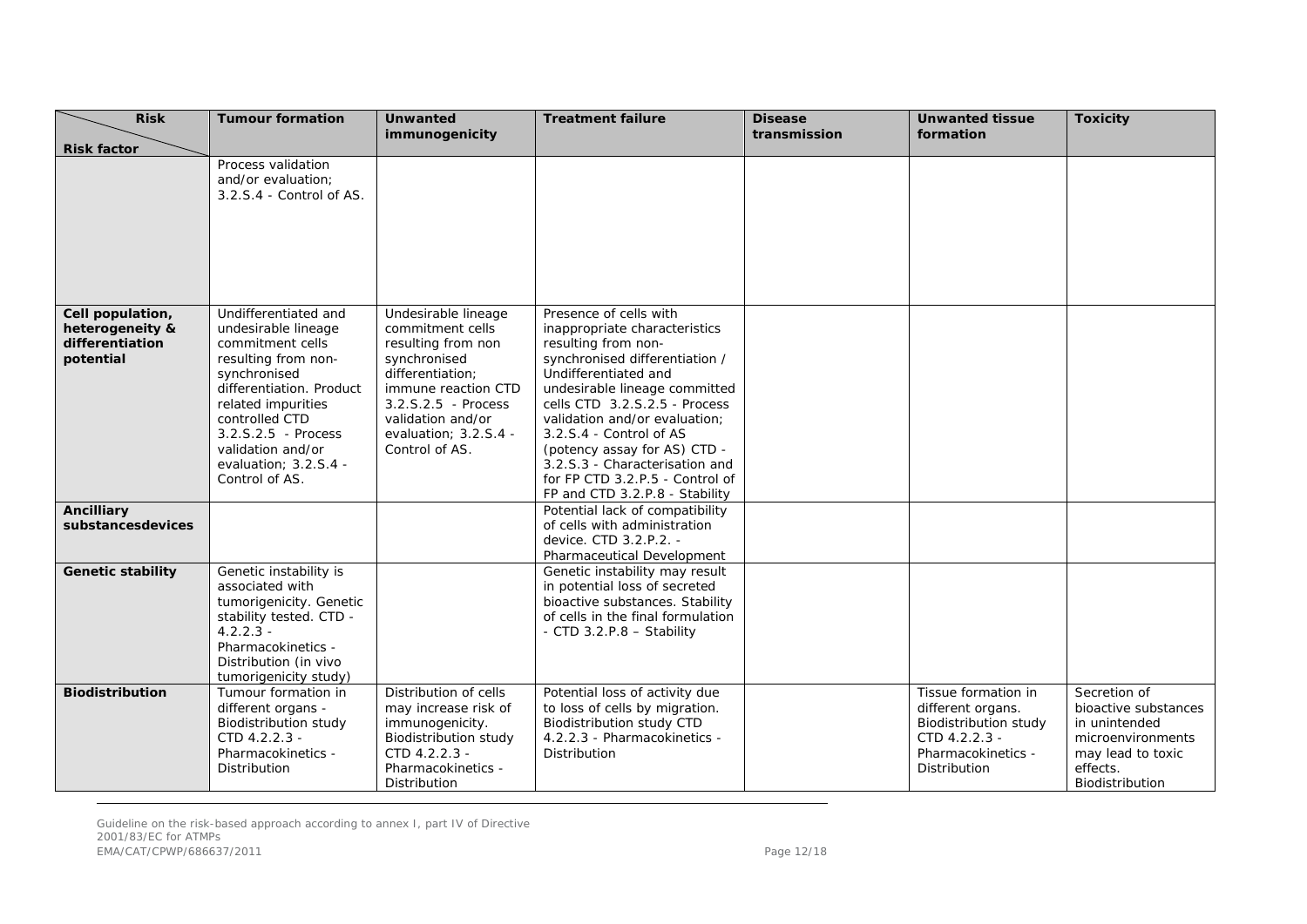| Risk / Risk factor | Tumour formation | Unwanted immunogenicity | Treatment failure | Disease transmission | Unwanted tissue formation | Toxicity |
|---|---|---|---|---|---|---|
| | Process validation and/or evaluation; 3.2.S.4 - Control of AS. | | | | | |
| **Cell population, heterogeneity & differentiation potential** | Undifferentiated and undesirable lineage commitment cells resulting from non-synchronised differentiation. Product related impurities controlled CTD 3.2.S.2.5 - Process validation and/or evaluation; 3.2.S.4 - Control of AS. | Undesirable lineage commitment cells resulting from non synchronised differentiation; immune reaction CTD 3.2.S.2.5 - Process validation and/or evaluation; 3.2.S.4 - Control of AS. | Presence of cells with inappropriate characteristics resulting from non-synchronised differentiation / Undifferentiated and undesirable lineage committed cells CTD 3.2.S.2.5 - Process validation and/or evaluation; 3.2.S.4 - Control of AS (potency assay for AS) CTD - 3.2.S.3 - Characterisation and for FP CTD 3.2.P.5 - Control of FP and CTD 3.2.P.8 - Stability | | | |
| **Ancilliary substancesdevices** | | | Potential lack of compatibility of cells with administration device. CTD 3.2.P.2. - Pharmaceutical Development | | | |
| **Genetic stability** | Genetic instability is associated with tumorigenicity. Genetic stability tested. CTD - 4.2.2.3 - Pharmacokinetics - Distribution (in vivo tumorigenicity study) | | Genetic instability may result in potential loss of secreted bioactive substances. Stability of cells in the final formulation - CTD 3.2.P.8 – Stability | | | |
| **Biodistribution** | Tumour formation in different organs - Biodistribution study CTD 4.2.2.3 - Pharmacokinetics - Distribution | Distribution of cells may increase risk of immunogenicity. Biodistribution study CTD 4.2.2.3 - Pharmacokinetics - Distribution | Potential loss of activity due to loss of cells by migration. Biodistribution study CTD 4.2.2.3 - Pharmacokinetics - Distribution | | Tissue formation in different organs. Biodistribution study CTD 4.2.2.3 - Pharmacokinetics - Distribution | Secretion of bioactive substances in unintended microenvironments may lead to toxic effects. Biodistribution |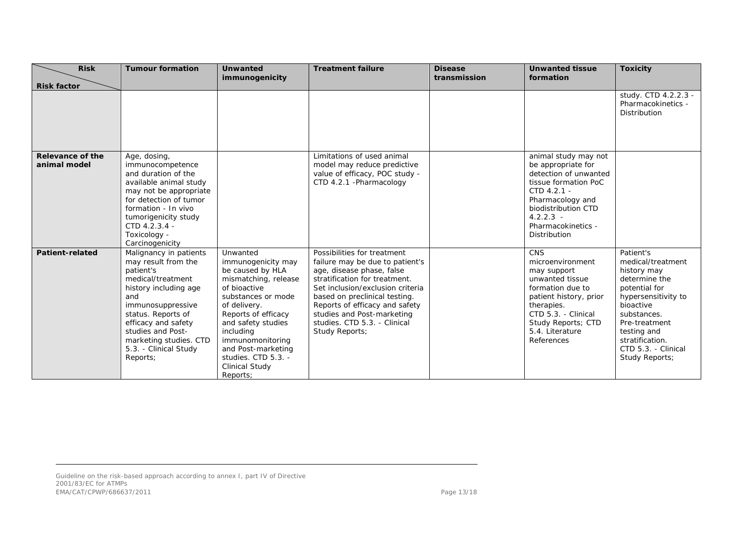| Risk / Risk factor | Tumour formation | Unwanted immunogenicity | Treatment failure | Disease transmission | Unwanted tissue formation | Toxicity |
|---|---|---|---|---|---|---|
| | | | | | | study. CTD 4.2.2.3 - Pharmacokinetics - Distribution |
| **Relevance of the animal model** | Age, dosing, immunocompetence and duration of the available animal study may not be appropriate for detection of tumor formation - In vivo tumorigenicity study CTD 4.2.3.4 - Toxicology - Carcinogenicity | | Limitations of used animal model may reduce predictive value of efficacy, POC study - CTD 4.2.1 -Pharmacology | | animal study may not be appropriate for detection of unwanted tissue formation PoC CTD 4.2.1 - Pharmacology and biodistribution CTD 4.2.2.3 - Pharmacokinetics - Distribution | |
| **Patient-related** | Malignancy in patients may result from the patient's medical/treatment history including age and immunosuppressive status. Reports of efficacy and safety studies and Post-marketing studies. CTD 5.3. - Clinical Study Reports; | Unwanted immunogenicity may be caused by HLA mismatching, release of bioactive substances or mode of delivery. Reports of efficacy and safety studies including immunomonitoring and Post-marketing studies. CTD 5.3. - Clinical Study Reports; | Possibilities for treatment failure may be due to patient's age, disease phase, false stratification for treatment. Set inclusion/exclusion criteria based on preclinical testing. Reports of efficacy and safety studies and Post-marketing studies. CTD 5.3. - Clinical Study Reports; | | CNS microenvironment may support unwanted tissue formation due to patient history, prior therapies. CTD 5.3. - Clinical Study Reports; CTD 5.4. Literature References | Patient's medical/treatment history may determine the potential for hypersensitivity to bioactive substances. Pre-treatment testing and stratification. CTD 5.3. - Clinical Study Reports; |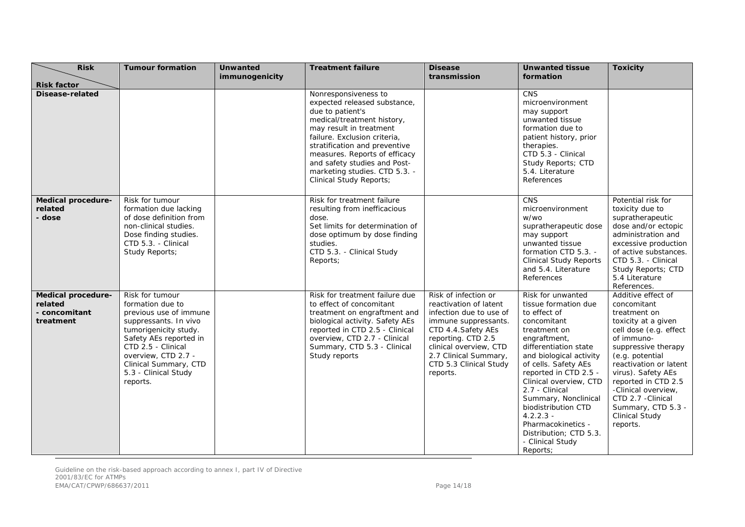| Risk / Risk factor | Tumour formation | Unwanted immunogenicity | Treatment failure | Disease transmission | Unwanted tissue formation | Toxicity |
|---|---|---|---|---|---|---|
| **Disease-related** | | | Nonresponsiveness to expected released substance, due to patient's medical/treatment history, may result in treatment failure. Exclusion criteria, stratification and preventive measures. Reports of efficacy and safety studies and Post-marketing studies. CTD 5.3. - Clinical Study Reports; | | CNS microenvironment may support unwanted tissue formation due to patient history, prior therapies. CTD 5.3 - Clinical Study Reports; CTD 5.4. Literature References | |
| **Medical procedure-related - dose** | Risk for tumour formation due lacking of dose definition from non-clinical studies. Dose finding studies. CTD 5.3. - Clinical Study Reports; | | Risk for treatment failure resulting from inefficacious dose. Set limits for determination of dose optimum by dose finding studies. CTD 5.3. - Clinical Study Reports; | | CNS microenvironment w/wo supratherapeutic dose may support unwanted tissue formation CTD 5.3. - Clinical Study Reports and 5.4. Literature References | Potential risk for toxicity due to supratherapeutic dose and/or ectopic administration and excessive production of active substances. CTD 5.3. - Clinical Study Reports; CTD 5.4 Literature References. |
| **Medical procedure-related - concomitant treatment** | Risk for tumour formation due to previous use of immune suppressants. *In vivo* tumorigenicity study. Safety AEs reported in CTD 2.5 - Clinical overview, CTD 2.7 - Clinical Summary, CTD 5.3 - Clinical Study reports. | | Risk for treatment failure due to effect of concomitant treatment on engraftment and biological activity. Safety AEs reported in CTD 2.5 - Clinical overview, CTD 2.7 - Clinical Summary, CTD 5.3 - Clinical Study reports | Risk of infection or reactivation of latent infection due to use of immune suppressants. CTD 4.4.Safety AEs reporting. CTD 2.5 clinical overview, CTD 2.7 Clinical Summary, CTD 5.3 Clinical Study reports. | Risk for unwanted tissue formation due to effect of concomitant treatment on engraftment, differentiation state and biological activity of cells. Safety AEs reported in CTD 2.5 - Clinical overview, CTD 2.7 - Clinical Summary, Nonclinical biodistribution CTD 4.2.2.3 - Pharmacokinetics - Distribution; CTD 5.3. - Clinical Study Reports; | Additive effect of concomitant treatment on toxicity at a given cell dose (e.g. effect of immuno-suppressive therapy (e.g. potential reactivation or latent virus). Safety AEs reported in CTD 2.5 -Clinical overview, CTD 2.7 -Clinical Summary, CTD 5.3 - Clinical Study reports. |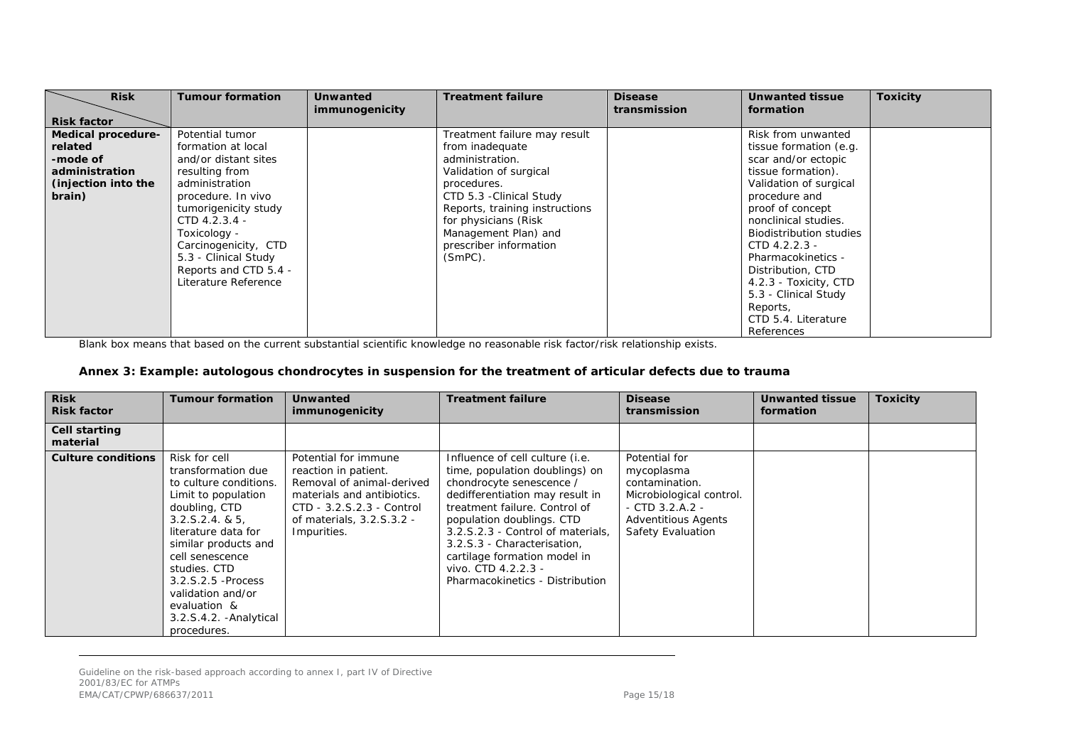| Risk / Risk factor | Tumour formation | Unwanted immunogenicity | Treatment failure | Disease transmission | Unwanted tissue formation | Toxicity |
|---|---|---|---|---|---|---|
| **Medical procedure-related -mode of administration (injection into the brain)** | Potential tumor formation at local and/or distant sites resulting from administration procedure. In vivo tumorigenicity study CTD 4.2.3.4 - Toxicology - Carcinogenicity, CTD 5.3 - Clinical Study Reports and CTD 5.4 - Literature Reference | | Treatment failure may result from inadequate administration. Validation of surgical procedures. CTD 5.3 -Clinical Study Reports, training instructions for physicians (Risk Management Plan) and prescriber information (SmPC). | | Risk from unwanted tissue formation (e.g. scar and/or ectopic tissue formation). Validation of surgical procedure and proof of concept nonclinical studies. Biodistribution studies CTD 4.2.2.3 - Pharmacokinetics - Distribution, CTD 4.2.3 - Toxicity, CTD 5.3 - Clinical Study Reports, CTD 5.4. Literature References | |

Blank box means that based on the current substantial scientific knowledge no reasonable risk factor/risk relationship exists.

### Annex 3: Example: autologous chondrocytes in suspension for the treatment of articular defects due to trauma

| Risk / Risk factor | Tumour formation | Unwanted immunogenicity | Treatment failure | Disease transmission | Unwanted tissue formation | Toxicity |
|---|---|---|---|---|---|---|
| **Cell starting material** | | | | | | |
| **Culture conditions** | Risk for cell transformation due to culture conditions. Limit to population doubling, CTD 3.2.S.2.4. & 5, literature data for similar products and cell senescence studies. CTD 3.2.S.2.5 -Process validation and/or evaluation & 3.2.S.4.2. -Analytical procedures. | Potential for immune reaction in patient. Removal of animal-derived materials and antibiotics. CTD - 3.2.S.2.3 - Control of materials, 3.2.S.3.2 - Impurities. | Influence of cell culture (i.e. time, population doublings) on chondrocyte senescence / dedifferentiation may result in treatment failure. Control of population doublings. CTD 3.2.S.2.3 - Control of materials, 3.2.S.3 - Characterisation, cartilage formation model in vivo. CTD 4.2.2.3 - Pharmacokinetics - Distribution | Potential for mycoplasma contamination. Microbiological control. - CTD 3.2.A.2 - Adventitious Agents Safety Evaluation | | |

Guideline on the risk-based approach according to annex I, part IV of Directive 2001/83/EC for ATMPs
EMA/CAT/CPWP/686637/2011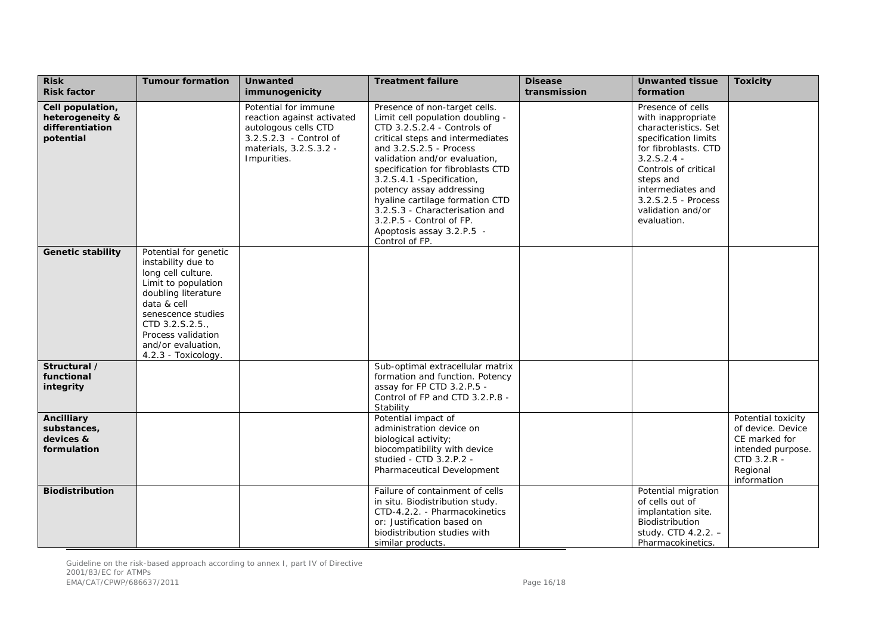| Risk<br>Risk factor | Tumour formation | Unwanted immunogenicity | Treatment failure | Disease transmission | Unwanted tissue formation | Toxicity |
|---|---|---|---|---|---|---|
| **Cell population, heterogeneity & differentiation potential** | | Potential for immune reaction against activated autologous cells CTD 3.2.S.2.3 - Control of materials, 3.2.S.3.2 - Impurities. | Presence of non-target cells. Limit cell population doubling - CTD 3.2.S.2.4 - Controls of critical steps and intermediates and 3.2.S.2.5 - Process validation and/or evaluation, specification for fibroblasts CTD 3.2.S.4.1 -Specification, potency assay addressing hyaline cartilage formation CTD 3.2.S.3 - Characterisation and 3.2.P.5 - Control of FP. Apoptosis assay 3.2.P.5 - Control of FP. | | Presence of cells with inappropriate characteristics. Set specification limits for fibroblasts. CTD 3.2.S.2.4 - Controls of critical steps and intermediates and 3.2.S.2.5 - Process validation and/or evaluation. | |
| **Genetic stability** | Potential for genetic instability due to long cell culture. Limit to population doubling literature data & cell senescence studies CTD 3.2.S.2.5., Process validation and/or evaluation, 4.2.3 - Toxicology. | | | | | |
| **Structural / functional integrity** | | | Sub-optimal extracellular matrix formation and function. Potency assay for FP CTD 3.2.P.5 - Control of FP and CTD 3.2.P.8 - Stability | | | |
| **Ancilliary substances, devices & formulation** | | | Potential impact of administration device on biological activity; biocompatibility with device studied - CTD 3.2.P.2 - Pharmaceutical Development | | | Potential toxicity of device. Device CE marked for intended purpose. CTD 3.2.R - Regional information |
| **Biodistribution** | | | Failure of containment of cells in situ. Biodistribution study. CTD-4.2.2. - Pharmacokinetics or: Justification based on biodistribution studies with similar products. | | Potential migration of cells out of implantation site. Biodistribution study. CTD 4.2.2. – Pharmacokinetics. | |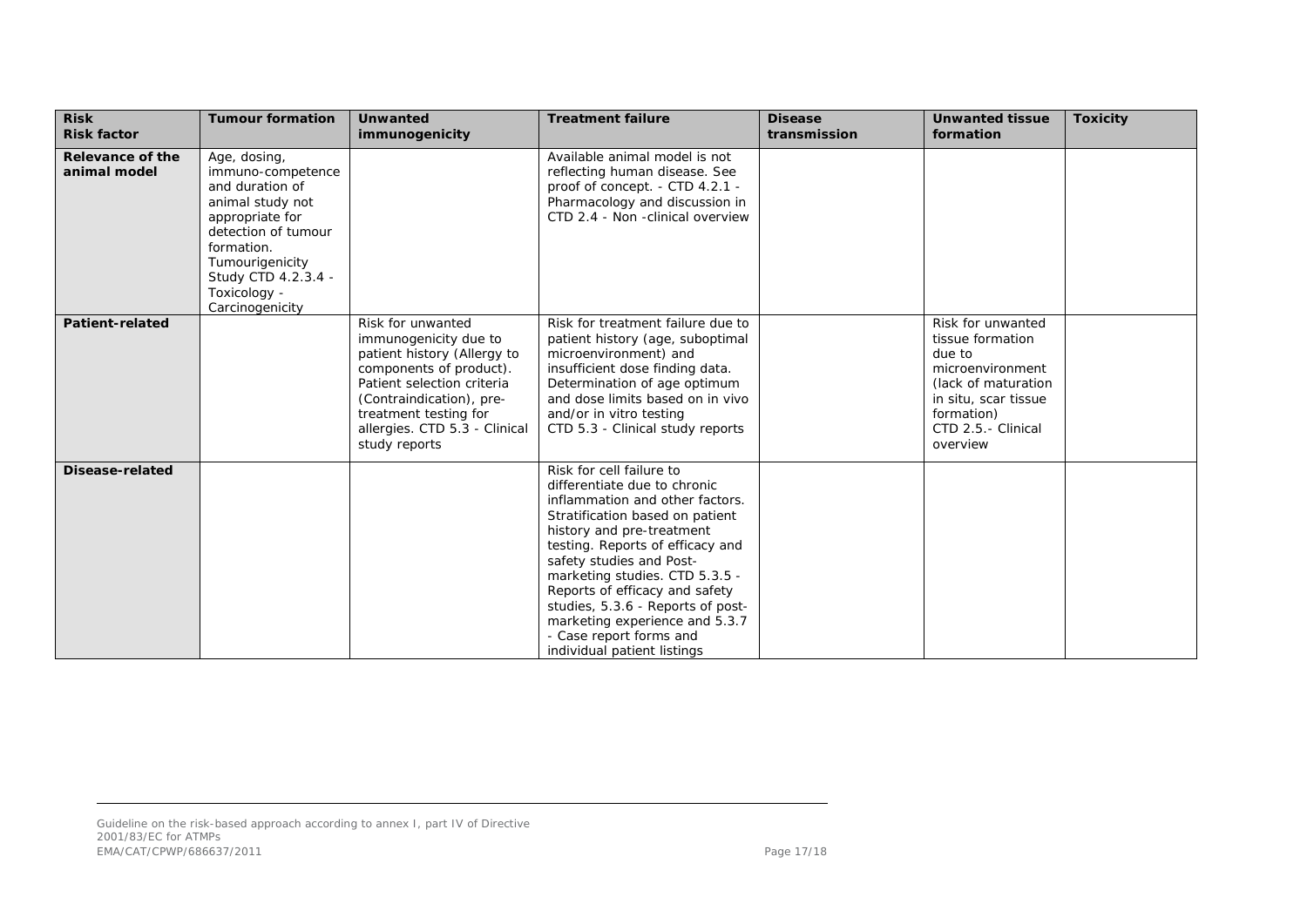| **Risk** **Risk factor** | **Tumour formation** | **Unwanted immunogenicity** | **Treatment failure** | **Disease transmission** | **Unwanted tissue formation** | **Toxicity** |
|---|---|---|---|---|---|---|
| **Relevance of the animal model** | Age, dosing, immuno-competence and duration of animal study not appropriate for detection of tumour formation. Tumourigenicity Study CTD 4.2.3.4 - Toxicology - Carcinogenicity | | Available animal model is not reflecting human disease. See proof of concept. - CTD 4.2.1 - Pharmacology and discussion in CTD 2.4 - Non -clinical overview | | | |
| **Patient-related** | | Risk for unwanted immunogenicity due to patient history (Allergy to components of product). Patient selection criteria (Contraindication), pre-treatment testing for allergies. CTD 5.3 - Clinical study reports | Risk for treatment failure due to patient history (age, suboptimal microenvironment) and insufficient dose finding data. Determination of age optimum and dose limits based on in vivo and/or in vitro testing CTD 5.3 - Clinical study reports | | Risk for unwanted tissue formation due to microenvironment (lack of maturation in situ, scar tissue formation) CTD 2.5.- Clinical overview | |
| **Disease-related** | | | Risk for cell failure to differentiate due to chronic inflammation and other factors. Stratification based on patient history and pre-treatment testing. Reports of efficacy and safety studies and Post-marketing studies. CTD 5.3.5 - Reports of efficacy and safety studies, 5.3.6 - Reports of post-marketing experience and 5.3.7 - Case report forms and individual patient listings | | | |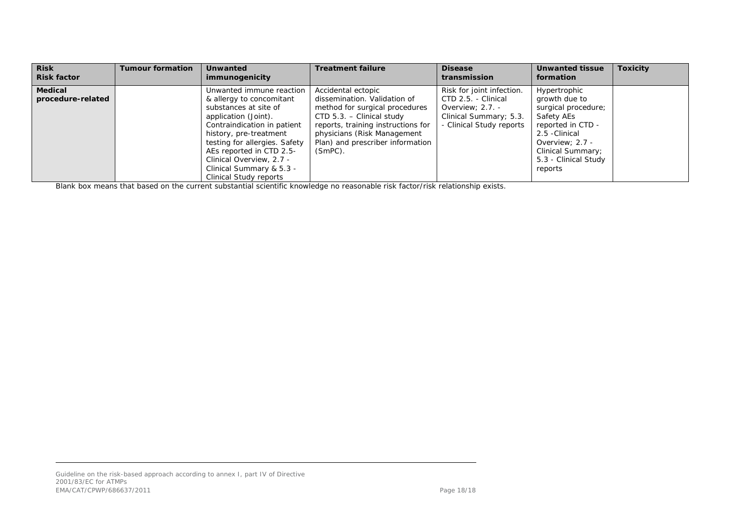| Risk<br>Risk factor | Tumour formation | Unwanted immunogenicity | Treatment failure | Disease transmission | Unwanted tissue formation | Toxicity |
|---|---|---|---|---|---|---|
| **Medical procedure-related** | | Unwanted immune reaction & allergy to concomitant substances at site of application (Joint). Contraindication in patient history, pre-treatment testing for allergies. Safety AEs reported in CTD 2.5- Clinical Overview, 2.7 - Clinical Summary & 5.3 - Clinical Study reports | Accidental ectopic dissemination. Validation of method for surgical procedures CTD 5.3. – Clinical study reports, training instructions for physicians (Risk Management Plan) and prescriber information (SmPC). | Risk for joint infection. CTD 2.5. - Clinical Overview; 2.7. - Clinical Summary; 5.3. - Clinical Study reports | Hypertrophic growth due to surgical procedure; Safety AEs reported in CTD - 2.5 -Clinical Overview; 2.7 - Clinical Summary; 5.3 - Clinical Study reports | |

Blank box means that based on the current substantial scientific knowledge no reasonable risk factor/risk relationship exists.